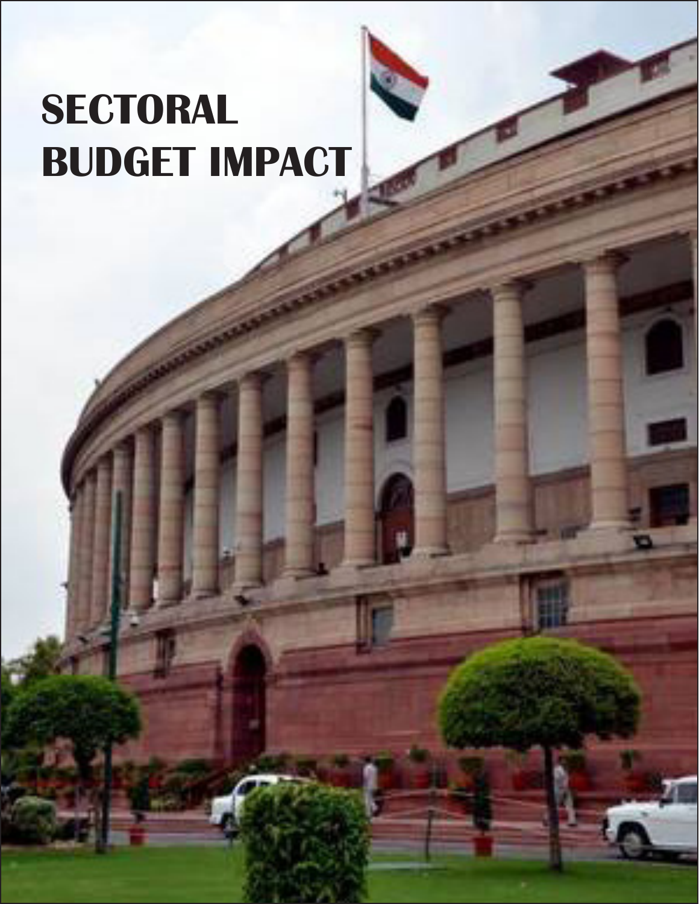# SECTORAL BUDGET IMPACT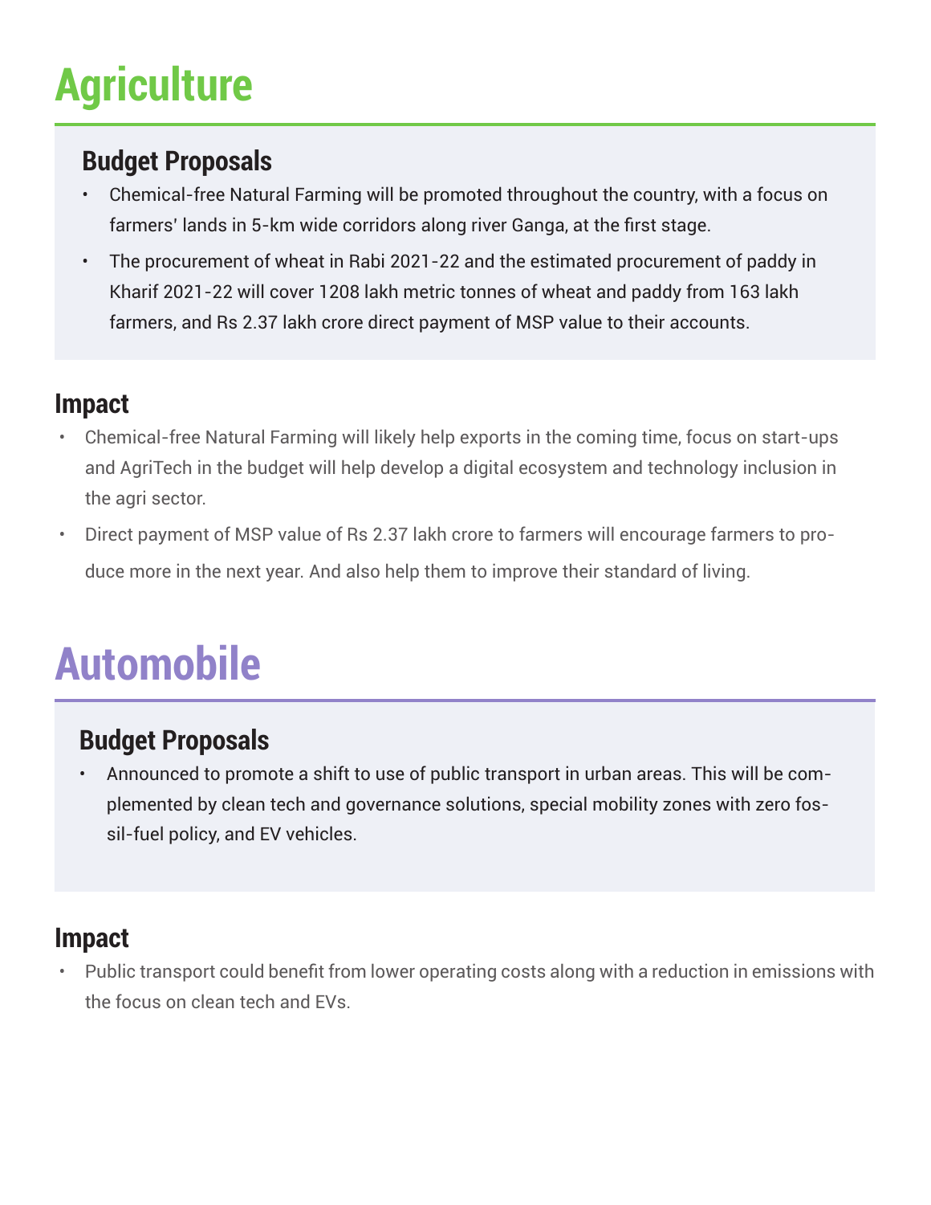# Agriculture

## Budget Proposals

- Chemical-free Natural Farming will be promoted throughout the country, with a focus on farmers' lands in 5-km wide corridors along river Ganga, at the first stage.
- The procurement of wheat in Rabi 2021-22 and the estimated procurement of paddy in Kharif 2021-22 will cover 1208 lakh metric tonnes of wheat and paddy from 163 lakh farmers, and Rs 2.37 lakh crore direct payment of MSP value to their accounts.

## Impact

- Chemical-free Natural Farming will likely help exports in the coming time, focus on start-ups and AgriTech in the budget will help develop a digital ecosystem and technology inclusion in the agri sector.
- Direct payment of MSP value of Rs 2.37 lakh crore to farmers will encourage farmers to produce more in the next year. And also help them to improve their standard of living.

# Automobile

## Budget Proposals

- Announced to promote a shift to use of public transport in urban areas. This will be complemented by clean tech and governance solutions, special mobility zones with zero fossil-fuel policy, and EV vehicles.

## Impact

- Public transport could benefit from lower operating costs along with a reduction in emissions with the focus on clean tech and EVs.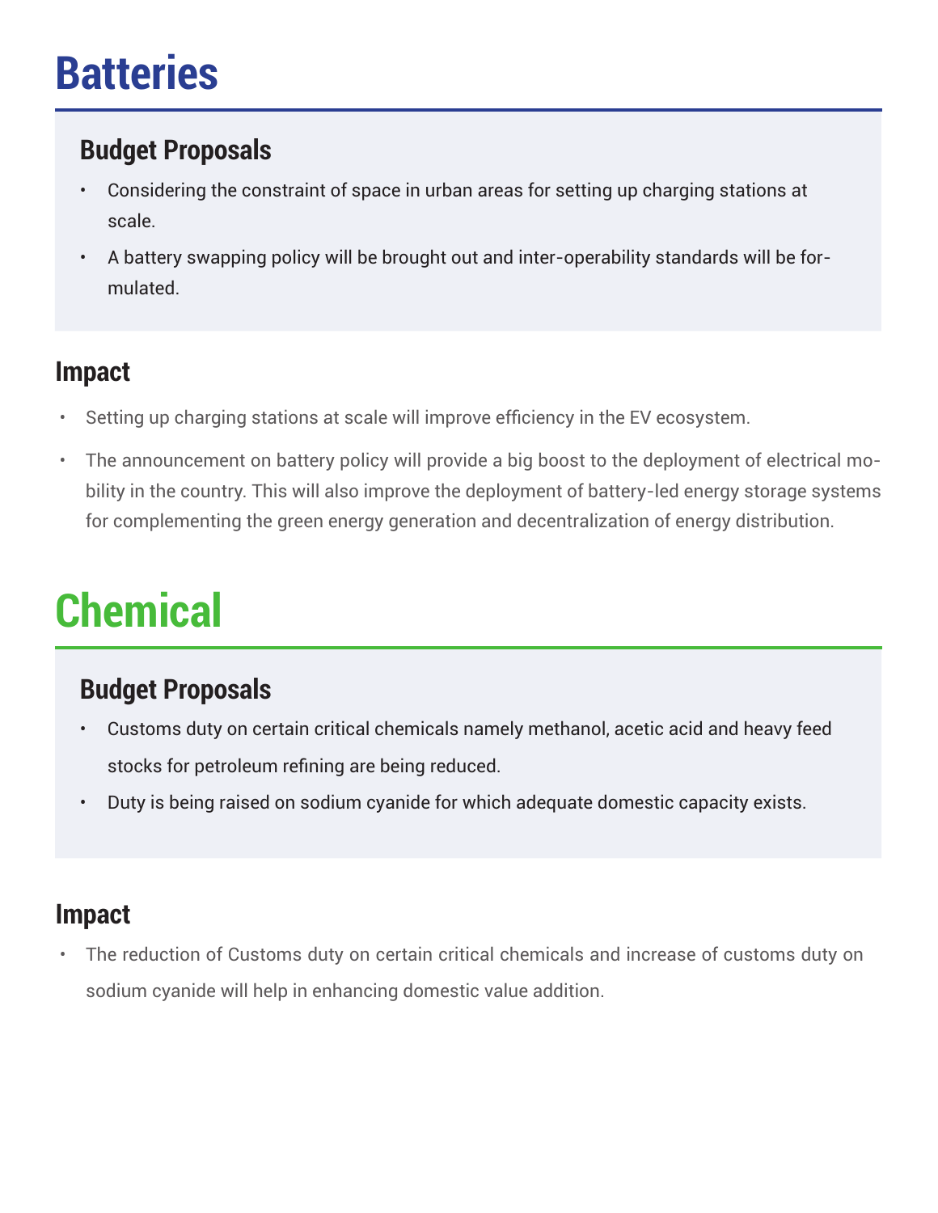# Batteries

## Budget Proposals

- Considering the constraint of space in urban areas for setting up charging stations at scale.
- A battery swapping policy will be brought out and inter-operability standards will be formulated.

## Impact

- Setting up charging stations at scale will improve efficiency in the EV ecosystem.
- The announcement on battery policy will provide a big boost to the deployment of electrical mobility in the country. This will also improve the deployment of battery-led energy storage systems for complementing the green energy generation and decentralization of energy distribution.

# Chemical

## Budget Proposals

- Customs duty on certain critical chemicals namely methanol, acetic acid and heavy feed stocks for petroleum refining are being reduced.
- Duty is being raised on sodium cyanide for which adequate domestic capacity exists.

## Impact

- The reduction of Customs duty on certain critical chemicals and increase of customs duty on sodium cyanide will help in enhancing domestic value addition.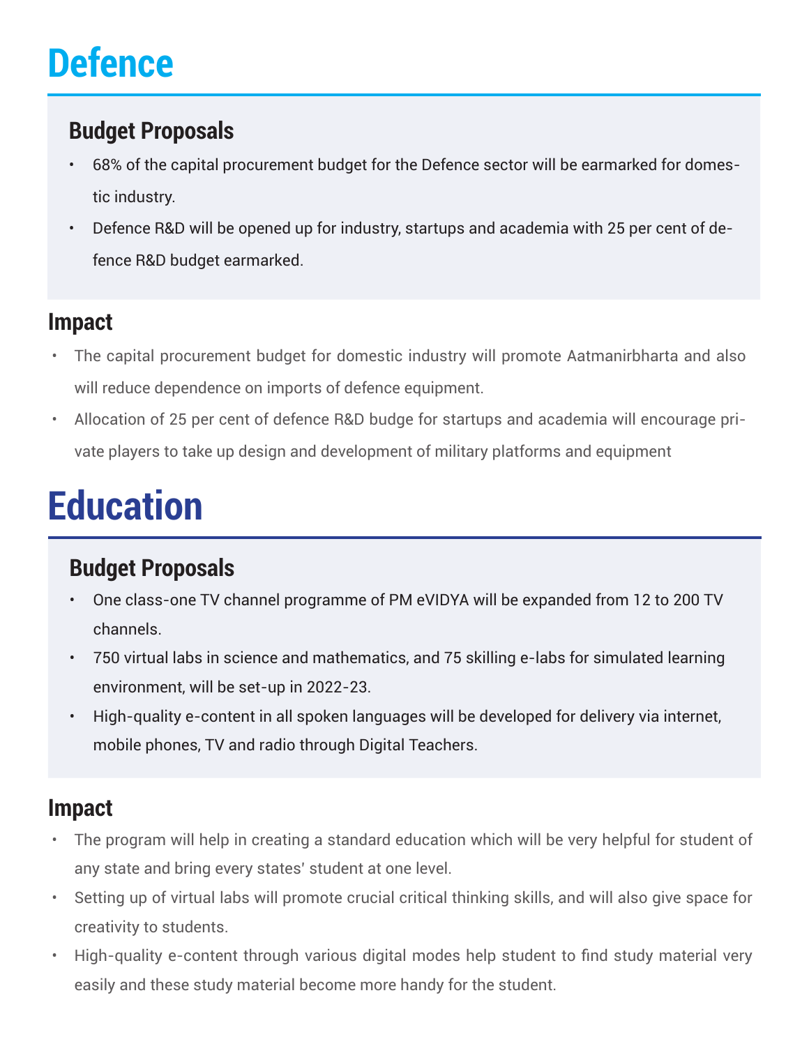# Defence

## Budget Proposals

- 68% of the capital procurement budget for the Defence sector will be earmarked for domestic industry.
- Defence R&D will be opened up for industry, startups and academia with 25 per cent of defence R&D budget earmarked.

## Impact

- The capital procurement budget for domestic industry will promote Aatmanirbharta and also will reduce dependence on imports of defence equipment.
- Allocation of 25 per cent of defence R&D budge for startups and academia will encourage private players to take up design and development of military platforms and equipment

# Education

## Budget Proposals

- One class-one TV channel programme of PM eVIDYA will be expanded from 12 to 200 TV channels.
- 750 virtual labs in science and mathematics, and 75 skilling e-labs for simulated learning environment, will be set-up in 2022-23.
- High-quality e-content in all spoken languages will be developed for delivery via internet, mobile phones, TV and radio through Digital Teachers.

## Impact

- The program will help in creating a standard education which will be very helpful for student of any state and bring every states' student at one level.
- Setting up of virtual labs will promote crucial critical thinking skills, and will also give space for creativity to students.
- High-quality e-content through various digital modes help student to find study material very easily and these study material become more handy for the student.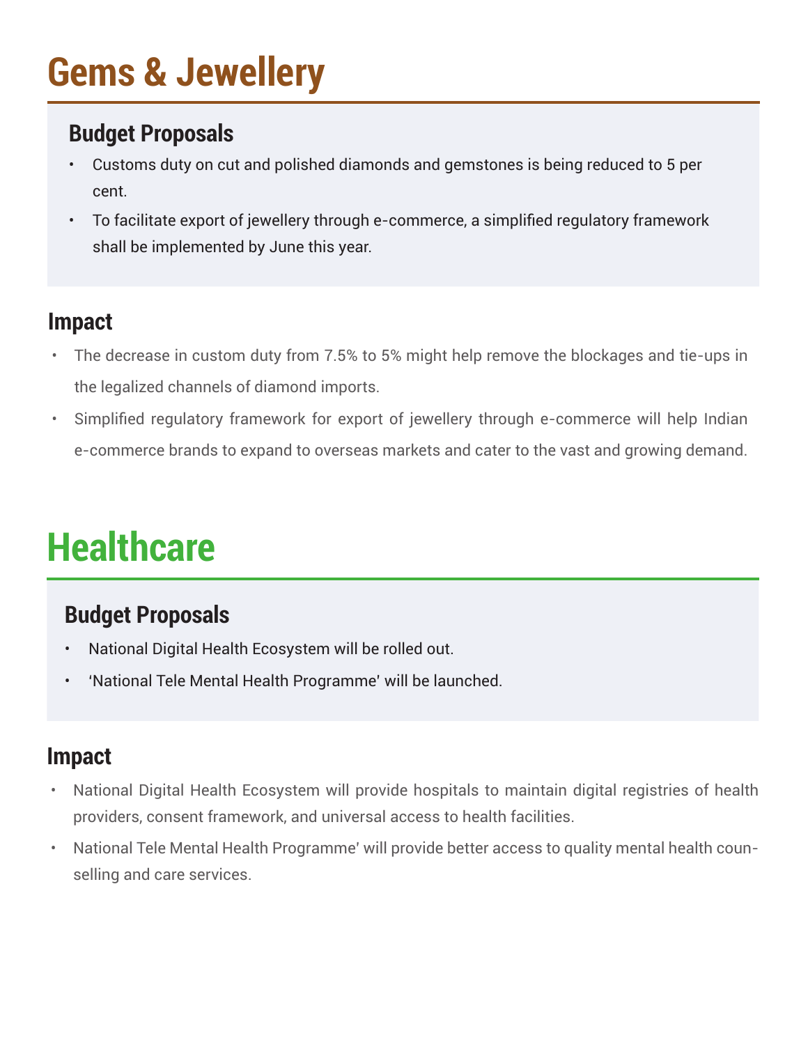# Gems & Jewellery

## Budget Proposals

- Customs duty on cut and polished diamonds and gemstones is being reduced to 5 per cent.
- To facilitate export of jewellery through e-commerce, a simplified regulatory framework shall be implemented by June this year.

## Impact

- The decrease in custom duty from 7.5% to 5% might help remove the blockages and tie-ups in the legalized channels of diamond imports.
- Simplified regulatory framework for export of jewellery through e-commerce will help Indian e-commerce brands to expand to overseas markets and cater to the vast and growing demand.

# Healthcare

## Budget Proposals

- National Digital Health Ecosystem will be rolled out.
- 'National Tele Mental Health Programme' will be launched.

## Impact

- National Digital Health Ecosystem will provide hospitals to maintain digital registries of health providers, consent framework, and universal access to health facilities.
- National Tele Mental Health Programme' will provide better access to quality mental health counselling and care services.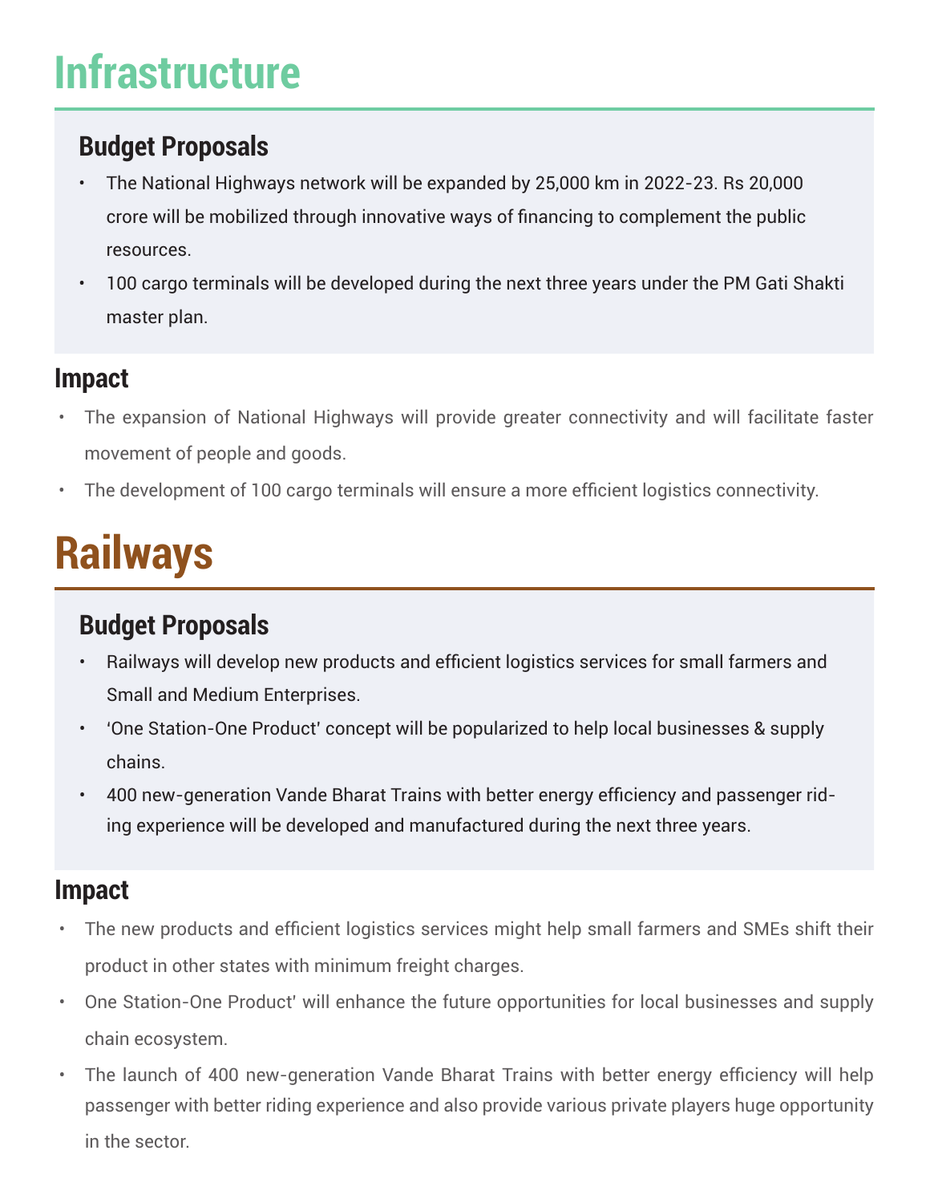# Infrastructure

## Budget Proposals

- The National Highways network will be expanded by 25,000 km in 2022-23. Rs 20,000 crore will be mobilized through innovative ways of financing to complement the public resources.
- 100 cargo terminals will be developed during the next three years under the PM Gati Shakti master plan.

## Impact

- The expansion of National Highways will provide greater connectivity and will facilitate faster movement of people and goods.
- The development of 100 cargo terminals will ensure a more efficient logistics connectivity.

# Railways

## Budget Proposals

- Railways will develop new products and efficient logistics services for small farmers and Small and Medium Enterprises.
- 'One Station-One Product' concept will be popularized to help local businesses & supply chains.
- 400 new-generation Vande Bharat Trains with better energy efficiency and passenger riding experience will be developed and manufactured during the next three years.

## Impact

- The new products and efficient logistics services might help small farmers and SMEs shift their product in other states with minimum freight charges.
- One Station-One Product' will enhance the future opportunities for local businesses and supply chain ecosystem.
- The launch of 400 new-generation Vande Bharat Trains with better energy efficiency will help passenger with better riding experience and also provide various private players huge opportunity in the sector.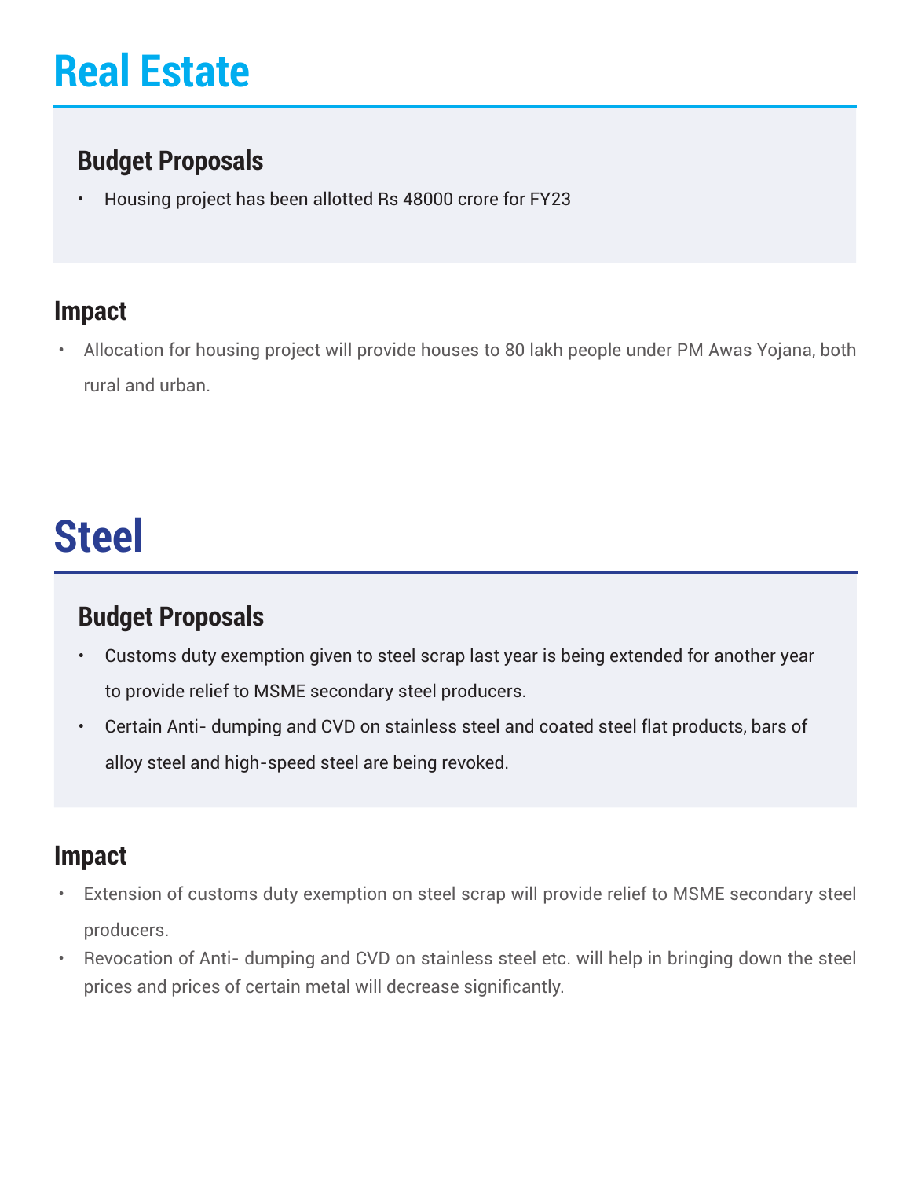# Real Estate

## Budget Proposals

- Housing project has been allotted Rs 48000 crore for FY23

## Impact

- Allocation for housing project will provide houses to 80 lakh people under PM Awas Yojana, both rural and urban.

# Steel

## Budget Proposals

- Customs duty exemption given to steel scrap last year is being extended for another year to provide relief to MSME secondary steel producers.
- Certain Anti- dumping and CVD on stainless steel and coated steel flat products, bars of alloy steel and high-speed steel are being revoked.

## Impact

- Extension of customs duty exemption on steel scrap will provide relief to MSME secondary steel producers.
- Revocation of Anti- dumping and CVD on stainless steel etc. will help in bringing down the steel prices and prices of certain metal will decrease significantly.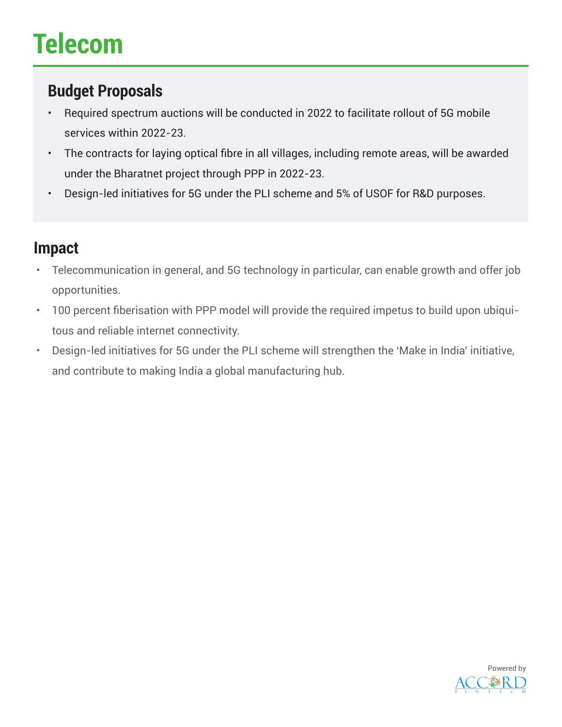# Telecom

## Budget Proposals

- Required spectrum auctions will be conducted in 2022 to facilitate rollout of 5G mobile services within 2022-23.
- The contracts for laying optical fibre in all villages, including remote areas, will be awarded under the Bharatnet project through PPP in 2022-23.
- Design-led initiatives for 5G under the PLI scheme and 5% of USOF for R&D purposes.

## Impact

- Telecommunication in general, and 5G technology in particular, can enable growth and offer job opportunities.
- 100 percent fiberisation with PPP model will provide the required impetus to build upon ubiquitous and reliable internet connectivity.
- Design-led initiatives for 5G under the PLI scheme will strengthen the 'Make in India' initiative, and contribute to making India a global manufacturing hub.

Powered by ACCORD FINTECH